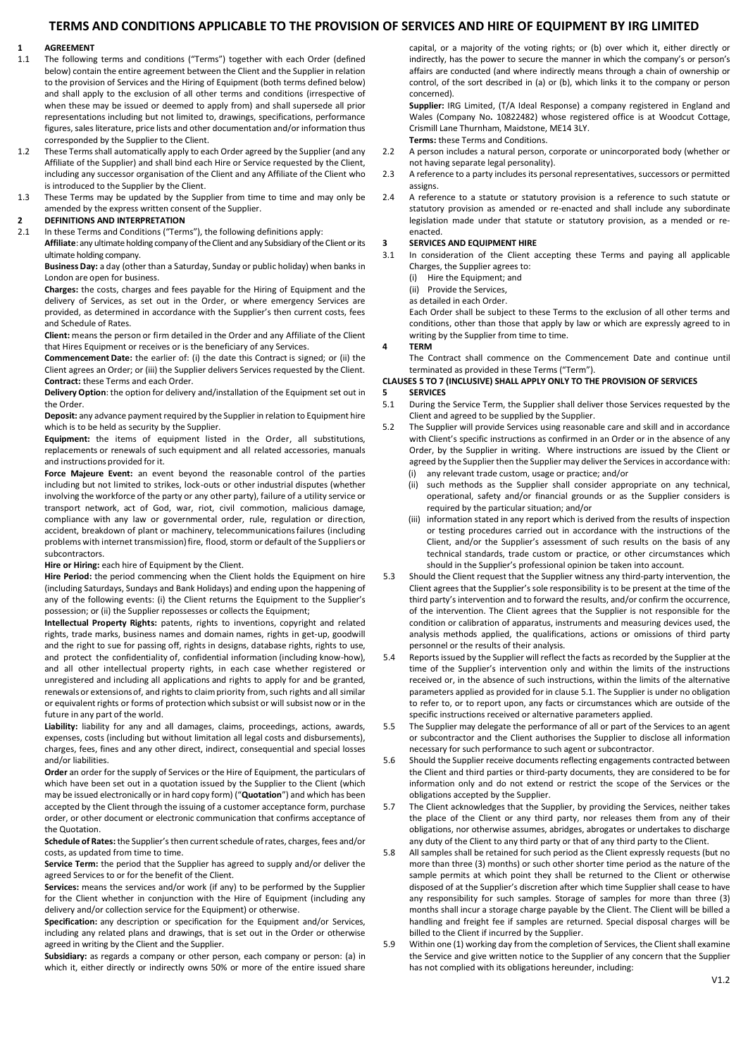# TERMS AND CONDITIONS APPLICABLE TO THE PROVISION OF SERVICES AND HIRE OF EQUIPMENT BY IRG LIMITED

## 1 AGREEMENT

1.1 The following terms and conditions ("Terms") together with each Order (defined below) contain the entire agreement between the Client and the Supplier in relation to the provision of Services and the Hiring of Equipment (both terms defined below) and shall apply to the exclusion of all other terms and conditions (irrespective of when these may be issued or deemed to apply from) and shall supersede all prior representations including but not limited to, drawings, specifications, performance figures, sales literature, price lists and other documentation and/or information thus corresponded by the Supplier to the Client.

1.2 These Terms shall automatically apply to each Order agreed by the Supplier (and any Affiliate of the Supplier) and shall bind each Hire or Service requested by the Client, including any successor organisation of the Client and any Affiliate of the Client who is introduced to the Supplier by the Client.

1.3 These Terms may be updated by the Supplier from time to time and may only be amended by the express written consent of the Supplier.

## 2 DEFINITIONS AND INTERPRETATION

2.1 In these Terms and Conditions ("Terms"), the following definitions apply:

**Affiliate**: any ultimate holding company of the Client and any Subsidiary of the Client or its ultimate holding company.

**Business Day:** a day (other than a Saturday, Sunday or public holiday) when banks in London are open for business.

**Charges:** the costs, charges and fees payable for the Hiring of Equipment and the delivery of Services, as set out in the Order, or where emergency Services are provided, as determined in accordance with the Supplier's then current costs, fees and Schedule of Rates.

**Client:** means the person or firm detailed in the Order and any Affiliate of the Client that Hires Equipment or receives or is the beneficiary of any Services.

**Commencement Date:** the earlier of: (i) the date this Contract is signed; or (ii) the Client agrees an Order; or (iii) the Supplier delivers Services requested by the Client.

**Contract:** these Terms and each Order.

**Delivery Option**: the option for delivery and/installation of the Equipment set out in the Order.

**Deposit:** any advance payment required by the Supplier in relation to Equipment hire which is to be held as security by the Supplier.

**Equipment:** the items of equipment listed in the Order, all substitutions, replacements or renewals of such equipment and all related accessories, manuals and instructions provided for it.

**Force Majeure Event:** an event beyond the reasonable control of the parties including but not limited to strikes, lock-outs or other industrial disputes (whether involving the workforce of the party or any other party), failure of a utility service or transport network, act of God, war, riot, civil commotion, malicious damage, compliance with any law or governmental order, rule, regulation or direction, accident, breakdown of plant or machinery, telecommunications failures (including problems with internet transmission) fire, flood, storm or default of the Suppliers or subcontractors.

**Hire or Hiring:** each hire of Equipment by the Client.

**Hire Period:** the period commencing when the Client holds the Equipment on hire (including Saturdays, Sundays and Bank Holidays) and ending upon the happening of any of the following events: (i) the Client returns the Equipment to the Supplier's possession; or (ii) the Supplier repossesses or collects the Equipment;

**Intellectual Property Rights:** patents, rights to inventions, copyright and related rights, trade marks, business names and domain names, rights in get-up, goodwill and the right to sue for passing off, rights in designs, database rights, rights to use, and protect the confidentiality of, confidential information (including know-how), and all other intellectual property rights, in each case whether registered or unregistered and including all applications and rights to apply for and be granted, renewals or extensions of, and rights to claim priority from, such rights and all similar or equivalent rights or forms of protection which subsist or will subsist now or in the future in any part of the world.

**Liability:** liability for any and all damages, claims, proceedings, actions, awards, expenses, costs (including but without limitation all legal costs and disbursements), charges, fees, fines and any other direct, indirect, consequential and special losses and/or liabilities.

**Order** an order for the supply of Services or the Hire of Equipment, the particulars of which have been set out in a quotation issued by the Supplier to the Client (which may be issued electronically or in hard copy form) ("**Quotation**") and which has been accepted by the Client through the issuing of a customer acceptance form, purchase order, or other document or electronic communication that confirms acceptance of the Quotation.

**Schedule of Rates:** the Supplier's then current schedule of rates, charges, fees and/or costs, as updated from time to time.

**Service Term:** the period that the Supplier has agreed to supply and/or deliver the agreed Services to or for the benefit of the Client.

**Services:** means the services and/or work (if any) to be performed by the Supplier for the Client whether in conjunction with the Hire of Equipment (including any delivery and/or collection service for the Equipment) or otherwise.

**Specification:** any description or specification for the Equipment and/or Services, including any related plans and drawings, that is set out in the Order or otherwise agreed in writing by the Client and the Supplier.

**Subsidiary:** as regards a company or other person, each company or person: (a) in which it, either directly or indirectly owns 50% or more of the entire issued share capital, or a majority of the voting rights; or (b) over which it, either directly or indirectly, has the power to secure the manner in which the company's or person's affairs are conducted (and where indirectly means through a chain of ownership or control, of the sort described in (a) or (b), which links it to the company or person concerned).

**Supplier:** IRG Limited, (T/A Ideal Response) a company registered in England and Wales (Company No. 10822482) whose registered office is at Woodcut Cottage, Crismill Lane Thurnham, Maidstone, ME14 3LY.

**Terms:** these Terms and Conditions.

2.2 A person includes a natural person, corporate or unincorporated body (whether or not having separate legal personality).

2.3 A reference to a party includes its personal representatives, successors or permitted assigns.

2.4 A reference to a statute or statutory provision is a reference to such statute or statutory provision as amended or re-enacted and shall include any subordinate legislation made under that statute or statutory provision, as a mended or re-enacted.

## 3 SERVICES AND EQUIPMENT HIRE

3.1 In consideration of the Client accepting these Terms and paying all applicable Charges, the Supplier agrees to:

(i) Hire the Equipment; and

(ii) Provide the Services,

as detailed in each Order.

Each Order shall be subject to these Terms to the exclusion of all other terms and conditions, other than those that apply by law or which are expressly agreed to in writing by the Supplier from time to time.

## 4 TERM

The Contract shall commence on the Commencement Date and continue until terminated as provided in these Terms ("Term").

**CLAUSES 5 TO 7 (INCLUSIVE) SHALL APPLY ONLY TO THE PROVISION OF SERVICES**

## 5 SERVICES

5.1 During the Service Term, the Supplier shall deliver those Services requested by the Client and agreed to be supplied by the Supplier.

5.2 The Supplier will provide Services using reasonable care and skill and in accordance with Client's specific instructions as confirmed in an Order or in the absence of any Order, by the Supplier in writing. Where instructions are issued by the Client or agreed by the Supplier then the Supplier may deliver the Services in accordance with:

(i) any relevant trade custom, usage or practice; and/or

(ii) such methods as the Supplier shall consider appropriate on any technical, operational, safety and/or financial grounds or as the Supplier considers is required by the particular situation; and/or

(iii) information stated in any report which is derived from the results of inspection or testing procedures carried out in accordance with the instructions of the Client, and/or the Supplier's assessment of such results on the basis of any technical standards, trade custom or practice, or other circumstances which should in the Supplier's professional opinion be taken into account.

5.3 Should the Client request that the Supplier witness any third-party intervention, the Client agrees that the Supplier's sole responsibility is to be present at the time of the third party's intervention and to forward the results, and/or confirm the occurrence, of the intervention. The Client agrees that the Supplier is not responsible for the condition or calibration of apparatus, instruments and measuring devices used, the analysis methods applied, the qualifications, actions or omissions of third party personnel or the results of their analysis.

5.4 Reports issued by the Supplier will reflect the facts as recorded by the Supplier at the time of the Supplier's intervention only and within the limits of the instructions received or, in the absence of such instructions, within the limits of the alternative parameters applied as provided for in clause 5.1. The Supplier is under no obligation to refer to, or to report upon, any facts or circumstances which are outside of the specific instructions received or alternative parameters applied.

5.5 The Supplier may delegate the performance of all or part of the Services to an agent or subcontractor and the Client authorises the Supplier to disclose all information necessary for such performance to such agent or subcontractor.

5.6 Should the Supplier receive documents reflecting engagements contracted between the Client and third parties or third-party documents, they are considered to be for information only and do not extend or restrict the scope of the Services or the obligations accepted by the Supplier.

5.7 The Client acknowledges that the Supplier, by providing the Services, neither takes the place of the Client or any third party, nor releases them from any of their obligations, nor otherwise assumes, abridges, abrogates or undertakes to discharge any duty of the Client to any third party or that of any third party to the Client.

5.8 All samples shall be retained for such period as the Client expressly requests (but no more than three (3) months) or such other shorter time period as the nature of the sample permits at which point they shall be returned to the Client or otherwise disposed of at the Supplier's discretion after which time Supplier shall cease to have any responsibility for such samples. Storage of samples for more than three (3) months shall incur a storage charge payable by the Client. The Client will be billed a handling and freight fee if samples are returned. Special disposal charges will be billed to the Client if incurred by the Supplier.

5.9 Within one (1) working day from the completion of Services, the Client shall examine the Service and give written notice to the Supplier of any concern that the Supplier has not complied with its obligations hereunder, including: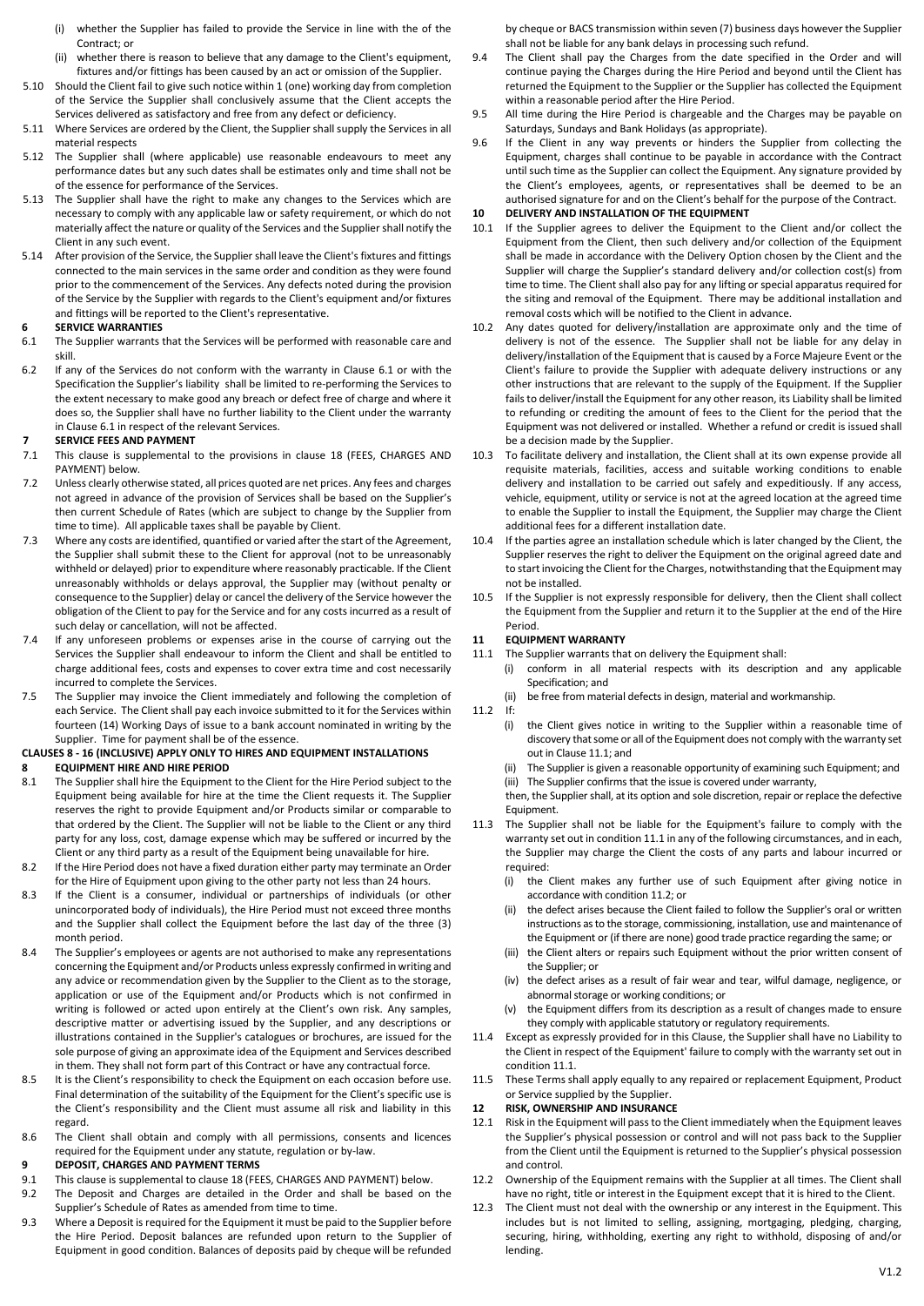(i) whether the Supplier has failed to provide the Service in line with the of the Contract; or

(ii) whether there is reason to believe that any damage to the Client's equipment, fixtures and/or fittings has been caused by an act or omission of the Supplier.

5.10 Should the Client fail to give such notice within 1 (one) working day from completion of the Service the Supplier shall conclusively assume that the Client accepts the Services delivered as satisfactory and free from any defect or deficiency.

5.11 Where Services are ordered by the Client, the Supplier shall supply the Services in all material respects

5.12 The Supplier shall (where applicable) use reasonable endeavours to meet any performance dates but any such dates shall be estimates only and time shall not be of the essence for performance of the Services.

5.13 The Supplier shall have the right to make any changes to the Services which are necessary to comply with any applicable law or safety requirement, or which do not materially affect the nature or quality of the Services and the Supplier shall notify the Client in any such event.

5.14 After provision of the Service, the Supplier shall leave the Client's fixtures and fittings connected to the main services in the same order and condition as they were found prior to the commencement of the Services. Any defects noted during the provision of the Service by the Supplier with regards to the Client's equipment and/or fixtures and fittings will be reported to the Client's representative.

**6 SERVICE WARRANTIES**

6.1 The Supplier warrants that the Services will be performed with reasonable care and skill.

6.2 If any of the Services do not conform with the warranty in Clause 6.1 or with the Specification the Supplier's liability shall be limited to re-performing the Services to the extent necessary to make good any breach or defect free of charge and where it does so, the Supplier shall have no further liability to the Client under the warranty in Clause 6.1 in respect of the relevant Services.

**7 SERVICE FEES AND PAYMENT**

7.1 This clause is supplemental to the provisions in clause 18 (FEES, CHARGES AND PAYMENT) below.

7.2 Unless clearly otherwise stated, all prices quoted are net prices. Any fees and charges not agreed in advance of the provision of Services shall be based on the Supplier's then current Schedule of Rates (which are subject to change by the Supplier from time to time). All applicable taxes shall be payable by Client.

7.3 Where any costs are identified, quantified or varied after the start of the Agreement, the Supplier shall submit these to the Client for approval (not to be unreasonably withheld or delayed) prior to expenditure where reasonably practicable. If the Client unreasonably withholds or delays approval, the Supplier may (without penalty or consequence to the Supplier) delay or cancel the delivery of the Service however the obligation of the Client to pay for the Service and for any costs incurred as a result of such delay or cancellation, will not be affected.

7.4 If any unforeseen problems or expenses arise in the course of carrying out the Services the Supplier shall endeavour to inform the Client and shall be entitled to charge additional fees, costs and expenses to cover extra time and cost necessarily incurred to complete the Services.

7.5 The Supplier may invoice the Client immediately and following the completion of each Service. The Client shall pay each invoice submitted to it for the Services within fourteen (14) Working Days of issue to a bank account nominated in writing by the Supplier. Time for payment shall be of the essence.

**CLAUSES 8 - 16 (INCLUSIVE) APPLY ONLY TO HIRES AND EQUIPMENT INSTALLATIONS**

**8 EQUIPMENT HIRE AND HIRE PERIOD**

8.1 The Supplier shall hire the Equipment to the Client for the Hire Period subject to the Equipment being available for hire at the time the Client requests it. The Supplier reserves the right to provide Equipment and/or Products similar or comparable to that ordered by the Client. The Supplier will not be liable to the Client or any third party for any loss, cost, damage expense which may be suffered or incurred by the Client or any third party as a result of the Equipment being unavailable for hire.

8.2 If the Hire Period does not have a fixed duration either party may terminate an Order for the Hire of Equipment upon giving to the other party not less than 24 hours.

8.3 If the Client is a consumer, individual or partnerships of individuals (or other unincorporated body of individuals), the Hire Period must not exceed three months and the Supplier shall collect the Equipment before the last day of the three (3) month period.

8.4 The Supplier's employees or agents are not authorised to make any representations concerning the Equipment and/or Products unless expressly confirmed in writing and any advice or recommendation given by the Supplier to the Client as to the storage, application or use of the Equipment and/or Products which is not confirmed in writing is followed or acted upon entirely at the Client's own risk. Any samples, descriptive matter or advertising issued by the Supplier, and any descriptions or illustrations contained in the Supplier's catalogues or brochures, are issued for the sole purpose of giving an approximate idea of the Equipment and Services described in them. They shall not form part of this Contract or have any contractual force.

8.5 It is the Client's responsibility to check the Equipment on each occasion before use. Final determination of the suitability of the Equipment for the Client's specific use is the Client's responsibility and the Client must assume all risk and liability in this regard.

8.6 The Client shall obtain and comply with all permissions, consents and licences required for the Equipment under any statute, regulation or by-law.

**9 DEPOSIT, CHARGES AND PAYMENT TERMS**

9.1 This clause is supplemental to clause 18 (FEES, CHARGES AND PAYMENT) below.

9.2 The Deposit and Charges are detailed in the Order and shall be based on the Supplier's Schedule of Rates as amended from time to time.

9.3 Where a Deposit is required for the Equipment it must be paid to the Supplier before the Hire Period. Deposit balances are refunded upon return to the Supplier of Equipment in good condition. Balances of deposits paid by cheque will be refunded by cheque or BACS transmission within seven (7) business days however the Supplier shall not be liable for any bank delays in processing such refund.

9.4 The Client shall pay the Charges from the date specified in the Order and will continue paying the Charges during the Hire Period and beyond until the Client has returned the Equipment to the Supplier or the Supplier has collected the Equipment within a reasonable period after the Hire Period.

9.5 All time during the Hire Period is chargeable and the Charges may be payable on Saturdays, Sundays and Bank Holidays (as appropriate).

9.6 If the Client in any way prevents or hinders the Supplier from collecting the Equipment, charges shall continue to be payable in accordance with the Contract until such time as the Supplier can collect the Equipment. Any signature provided by the Client's employees, agents, or representatives shall be deemed to be an authorised signature for and on the Client's behalf for the purpose of the Contract.

**10 DELIVERY AND INSTALLATION OF THE EQUIPMENT**

10.1 If the Supplier agrees to deliver the Equipment to the Client and/or collect the Equipment from the Client, then such delivery and/or collection of the Equipment shall be made in accordance with the Delivery Option chosen by the Client and the Supplier will charge the Supplier's standard delivery and/or collection cost(s) from time to time. The Client shall also pay for any lifting or special apparatus required for the siting and removal of the Equipment. There may be additional installation and removal costs which will be notified to the Client in advance.

10.2 Any dates quoted for delivery/installation are approximate only and the time of delivery is not of the essence. The Supplier shall not be liable for any delay in delivery/installation of the Equipment that is caused by a Force Majeure Event or the Client's failure to provide the Supplier with adequate delivery instructions or any other instructions that are relevant to the supply of the Equipment. If the Supplier fails to deliver/install the Equipment for any other reason, its Liability shall be limited to refunding or crediting the amount of fees to the Client for the period that the Equipment was not delivered or installed. Whether a refund or credit is issued shall be a decision made by the Supplier.

10.3 To facilitate delivery and installation, the Client shall at its own expense provide all requisite materials, facilities, access and suitable working conditions to enable delivery and installation to be carried out safely and expeditiously. If any access, vehicle, equipment, utility or service is not at the agreed location at the agreed time to enable the Supplier to install the Equipment, the Supplier may charge the Client additional fees for a different installation date.

10.4 If the parties agree an installation schedule which is later changed by the Client, the Supplier reserves the right to deliver the Equipment on the original agreed date and to start invoicing the Client for the Charges, notwithstanding that the Equipment may not be installed.

10.5 If the Supplier is not expressly responsible for delivery, then the Client shall collect the Equipment from the Supplier and return it to the Supplier at the end of the Hire Period.

**11 EQUIPMENT WARRANTY**

11.1 The Supplier warrants that on delivery the Equipment shall:

(i) conform in all material respects with its description and any applicable Specification; and

(ii) be free from material defects in design, material and workmanship.

11.2 If:

(i) the Client gives notice in writing to the Supplier within a reasonable time of discovery that some or all of the Equipment does not comply with the warranty set out in Clause 11.1; and

(ii) The Supplier is given a reasonable opportunity of examining such Equipment; and

(iii) The Supplier confirms that the issue is covered under warranty,

then, the Supplier shall, at its option and sole discretion, repair or replace the defective Equipment.

11.3 The Supplier shall not be liable for the Equipment's failure to comply with the warranty set out in condition 11.1 in any of the following circumstances, and in each, the Supplier may charge the Client the costs of any parts and labour incurred or required:

(i) the Client makes any further use of such Equipment after giving notice in accordance with condition 11.2; or

(ii) the defect arises because the Client failed to follow the Supplier's oral or written instructions as to the storage, commissioning, installation, use and maintenance of the Equipment or (if there are none) good trade practice regarding the same; or

(iii) the Client alters or repairs such Equipment without the prior written consent of the Supplier; or

(iv) the defect arises as a result of fair wear and tear, wilful damage, negligence, or abnormal storage or working conditions; or

(v) the Equipment differs from its description as a result of changes made to ensure they comply with applicable statutory or regulatory requirements.

11.4 Except as expressly provided for in this Clause, the Supplier shall have no Liability to the Client in respect of the Equipment' failure to comply with the warranty set out in condition 11.1.

11.5 These Terms shall apply equally to any repaired or replacement Equipment, Product or Service supplied by the Supplier.

**12 RISK, OWNERSHIP AND INSURANCE**

12.1 Risk in the Equipment will pass to the Client immediately when the Equipment leaves the Supplier's physical possession or control and will not pass back to the Supplier from the Client until the Equipment is returned to the Supplier's physical possession and control.

12.2 Ownership of the Equipment remains with the Supplier at all times. The Client shall have no right, title or interest in the Equipment except that it is hired to the Client.

12.3 The Client must not deal with the ownership or any interest in the Equipment. This includes but is not limited to selling, assigning, mortgaging, pledging, charging, securing, hiring, withholding, exerting any right to withhold, disposing of and/or lending.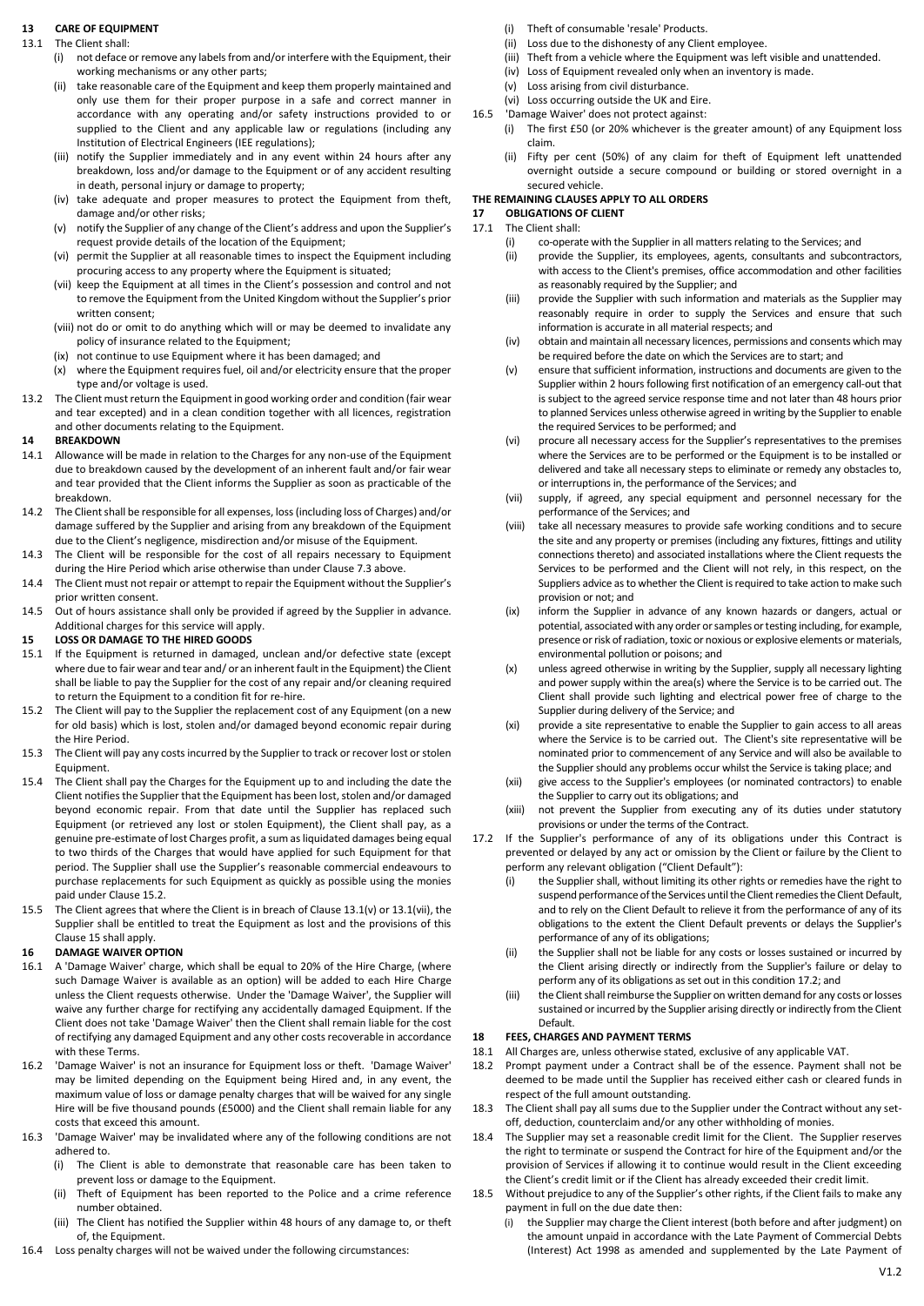## 13 CARE OF EQUIPMENT

13.1 The Client shall:

(i) not deface or remove any labels from and/or interfere with the Equipment, their working mechanisms or any other parts;

(ii) take reasonable care of the Equipment and keep them properly maintained and only use them for their proper purpose in a safe and correct manner in accordance with any operating and/or safety instructions provided to or supplied to the Client and any applicable law or regulations (including any Institution of Electrical Engineers (IEE regulations);

(iii) notify the Supplier immediately and in any event within 24 hours after any breakdown, loss and/or damage to the Equipment or of any accident resulting in death, personal injury or damage to property;

(iv) take adequate and proper measures to protect the Equipment from theft, damage and/or other risks;

(v) notify the Supplier of any change of the Client's address and upon the Supplier's request provide details of the location of the Equipment;

(vi) permit the Supplier at all reasonable times to inspect the Equipment including procuring access to any property where the Equipment is situated;

(vii) keep the Equipment at all times in the Client's possession and control and not to remove the Equipment from the United Kingdom without the Supplier's prior written consent;

(viii) not do or omit to do anything which will or may be deemed to invalidate any policy of insurance related to the Equipment;

(ix) not continue to use Equipment where it has been damaged; and

(x) where the Equipment requires fuel, oil and/or electricity ensure that the proper type and/or voltage is used.

13.2 The Client must return the Equipment in good working order and condition (fair wear and tear excepted) and in a clean condition together with all licences, registration and other documents relating to the Equipment.

## 14 BREAKDOWN

14.1 Allowance will be made in relation to the Charges for any non-use of the Equipment due to breakdown caused by the development of an inherent fault and/or fair wear and tear provided that the Client informs the Supplier as soon as practicable of the breakdown.

14.2 The Client shall be responsible for all expenses, loss (including loss of Charges) and/or damage suffered by the Supplier and arising from any breakdown of the Equipment due to the Client's negligence, misdirection and/or misuse of the Equipment.

14.3 The Client will be responsible for the cost of all repairs necessary to Equipment during the Hire Period which arise otherwise than under Clause 7.3 above.

14.4 The Client must not repair or attempt to repair the Equipment without the Supplier's prior written consent.

14.5 Out of hours assistance shall only be provided if agreed by the Supplier in advance. Additional charges for this service will apply.

## 15 LOSS OR DAMAGE TO THE HIRED GOODS

15.1 If the Equipment is returned in damaged, unclean and/or defective state (except where due to fair wear and tear and/ or an inherent fault in the Equipment) the Client shall be liable to pay the Supplier for the cost of any repair and/or cleaning required to return the Equipment to a condition fit for re-hire.

15.2 The Client will pay to the Supplier the replacement cost of any Equipment (on a new for old basis) which is lost, stolen and/or damaged beyond economic repair during the Hire Period.

15.3 The Client will pay any costs incurred by the Supplier to track or recover lost or stolen Equipment.

15.4 The Client shall pay the Charges for the Equipment up to and including the date the Client notifies the Supplier that the Equipment has been lost, stolen and/or damaged beyond economic repair. From that date until the Supplier has replaced such Equipment (or retrieved any lost or stolen Equipment), the Client shall pay, as a genuine pre-estimate of lost Charges profit, a sum as liquidated damages being equal to two thirds of the Charges that would have applied for such Equipment for that period. The Supplier shall use the Supplier's reasonable commercial endeavours to purchase replacements for such Equipment as quickly as possible using the monies paid under Clause 15.2.

15.5 The Client agrees that where the Client is in breach of Clause 13.1(v) or 13.1(vii), the Supplier shall be entitled to treat the Equipment as lost and the provisions of this Clause 15 shall apply.

## 16 DAMAGE WAIVER OPTION

16.1 A 'Damage Waiver' charge, which shall be equal to 20% of the Hire Charge, (where such Damage Waiver is available as an option) will be added to each Hire Charge unless the Client requests otherwise. Under the 'Damage Waiver', the Supplier will waive any further charge for rectifying any accidentally damaged Equipment. If the Client does not take 'Damage Waiver' then the Client shall remain liable for the cost of rectifying any damaged Equipment and any other costs recoverable in accordance with these Terms.

16.2 'Damage Waiver' is not an insurance for Equipment loss or theft. 'Damage Waiver' may be limited depending on the Equipment being Hired and, in any event, the maximum value of loss or damage penalty charges that will be waived for any single Hire will be five thousand pounds (£5000) and the Client shall remain liable for any costs that exceed this amount.

16.3 'Damage Waiver' may be invalidated where any of the following conditions are not adhered to.

(i) The Client is able to demonstrate that reasonable care has been taken to prevent loss or damage to the Equipment.

(ii) Theft of Equipment has been reported to the Police and a crime reference number obtained.

(iii) The Client has notified the Supplier within 48 hours of any damage to, or theft of, the Equipment.

16.4 Loss penalty charges will not be waived under the following circumstances:

(i) Theft of consumable 'resale' Products.

(ii) Loss due to the dishonesty of any Client employee.

(iii) Theft from a vehicle where the Equipment was left visible and unattended.

(iv) Loss of Equipment revealed only when an inventory is made.

(v) Loss arising from civil disturbance.

(vi) Loss occurring outside the UK and Eire.

16.5 'Damage Waiver' does not protect against:

(i) The first £50 (or 20% whichever is the greater amount) of any Equipment loss claim.

(ii) Fifty per cent (50%) of any claim for theft of Equipment left unattended overnight outside a secure compound or building or stored overnight in a secured vehicle.

**THE REMAINING CLAUSES APPLY TO ALL ORDERS**

## 17 OBLIGATIONS OF CLIENT

17.1 The Client shall:

(i) co-operate with the Supplier in all matters relating to the Services; and

(ii) provide the Supplier, its employees, agents, consultants and subcontractors, with access to the Client's premises, office accommodation and other facilities as reasonably required by the Supplier; and

(iii) provide the Supplier with such information and materials as the Supplier may reasonably require in order to supply the Services and ensure that such information is accurate in all material respects; and

(iv) obtain and maintain all necessary licences, permissions and consents which may be required before the date on which the Services are to start; and

(v) ensure that sufficient information, instructions and documents are given to the Supplier within 2 hours following first notification of an emergency call-out that is subject to the agreed service response time and not later than 48 hours prior to planned Services unless otherwise agreed in writing by the Supplier to enable the required Services to be performed; and

(vi) procure all necessary access for the Supplier's representatives to the premises where the Services are to be performed or the Equipment is to be installed or delivered and take all necessary steps to eliminate or remedy any obstacles to, or interruptions in, the performance of the Services; and

(vii) supply, if agreed, any special equipment and personnel necessary for the performance of the Services; and

(viii) take all necessary measures to provide safe working conditions and to secure the site and any property or premises (including any fixtures, fittings and utility connections thereto) and associated installations where the Client requests the Services to be performed and the Client will not rely, in this respect, on the Suppliers advice as to whether the Client is required to take action to make such provision or not; and

(ix) inform the Supplier in advance of any known hazards or dangers, actual or potential, associated with any order or samples or testing including, for example, presence or risk of radiation, toxic or noxious or explosive elements or materials, environmental pollution or poisons; and

(x) unless agreed otherwise in writing by the Supplier, supply all necessary lighting and power supply within the area(s) where the Service is to be carried out. The Client shall provide such lighting and electrical power free of charge to the Supplier during delivery of the Service; and

(xi) provide a site representative to enable the Supplier to gain access to all areas where the Service is to be carried out. The Client's site representative will be nominated prior to commencement of any Service and will also be available to the Supplier should any problems occur whilst the Service is taking place; and

(xii) give access to the Supplier's employees (or nominated contractors) to enable the Supplier to carry out its obligations; and

(xiii) not prevent the Supplier from executing any of its duties under statutory provisions or under the terms of the Contract.

17.2 If the Supplier's performance of any of its obligations under this Contract is prevented or delayed by any act or omission by the Client or failure by the Client to perform any relevant obligation ("Client Default"):

(i) the Supplier shall, without limiting its other rights or remedies have the right to suspend performance of the Services until the Client remedies the Client Default, and to rely on the Client Default to relieve it from the performance of any of its obligations to the extent the Client Default prevents or delays the Supplier's performance of any of its obligations;

(ii) the Supplier shall not be liable for any costs or losses sustained or incurred by the Client arising directly or indirectly from the Supplier's failure or delay to perform any of its obligations as set out in this condition 17.2; and

(iii) the Client shall reimburse the Supplier on written demand for any costs or losses sustained or incurred by the Supplier arising directly or indirectly from the Client Default.

## 18 FEES, CHARGES AND PAYMENT TERMS

18.1 All Charges are, unless otherwise stated, exclusive of any applicable VAT.

18.2 Prompt payment under a Contract shall be of the essence. Payment shall not be deemed to be made until the Supplier has received either cash or cleared funds in respect of the full amount outstanding.

18.3 The Client shall pay all sums due to the Supplier under the Contract without any set-off, deduction, counterclaim and/or any other withholding of monies.

18.4 The Supplier may set a reasonable credit limit for the Client. The Supplier reserves the right to terminate or suspend the Contract for hire of the Equipment and/or the provision of Services if allowing it to continue would result in the Client exceeding the Client's credit limit or if the Client has already exceeded their credit limit.

18.5 Without prejudice to any of the Supplier's other rights, if the Client fails to make any payment in full on the due date then:

(i) the Supplier may charge the Client interest (both before and after judgment) on the amount unpaid in accordance with the Late Payment of Commercial Debts (Interest) Act 1998 as amended and supplemented by the Late Payment of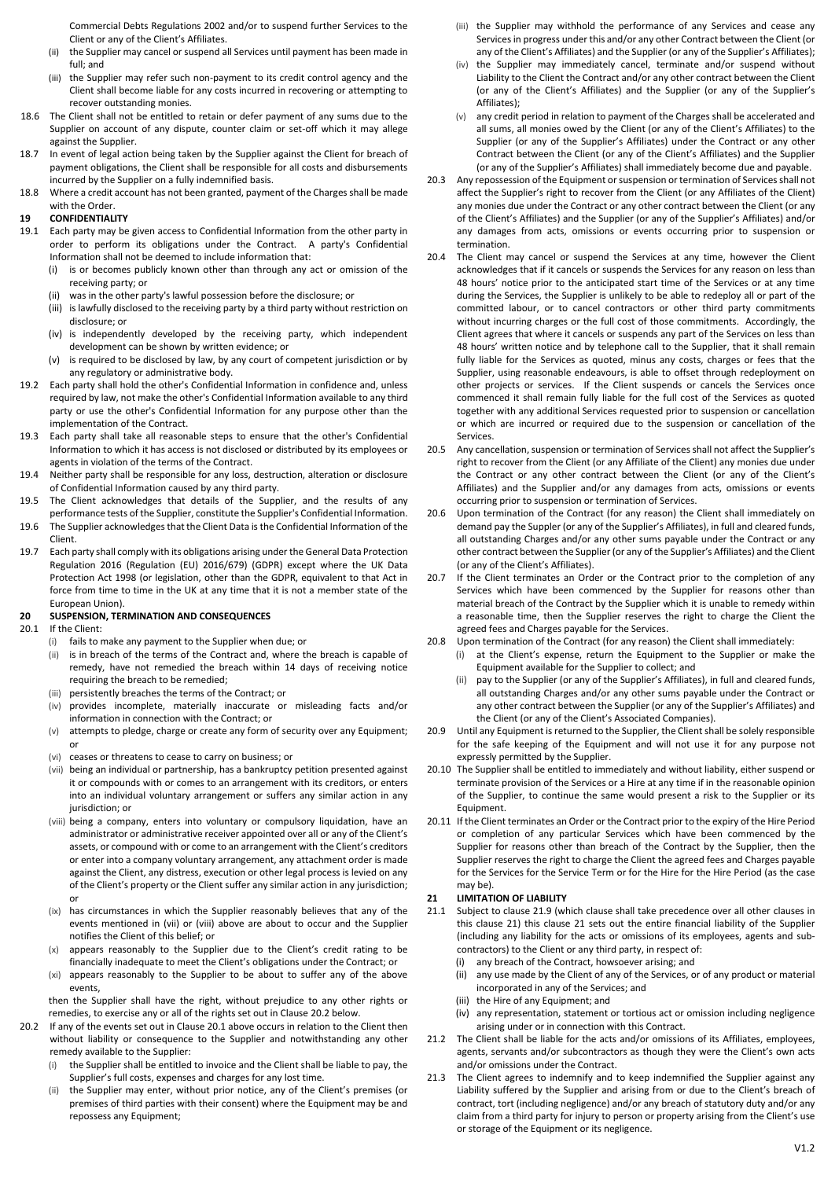Commercial Debts Regulations 2002 and/or to suspend further Services to the Client or any of the Client's Affiliates.

(ii) the Supplier may cancel or suspend all Services until payment has been made in full; and

(iii) the Supplier may refer such non-payment to its credit control agency and the Client shall become liable for any costs incurred in recovering or attempting to recover outstanding monies.

18.6 The Client shall not be entitled to retain or defer payment of any sums due to the Supplier on account of any dispute, counter claim or set-off which it may allege against the Supplier.

18.7 In event of legal action being taken by the Supplier against the Client for breach of payment obligations, the Client shall be responsible for all costs and disbursements incurred by the Supplier on a fully indemnified basis.

18.8 Where a credit account has not been granted, payment of the Charges shall be made with the Order.

## 19 CONFIDENTIALITY

19.1 Each party may be given access to Confidential Information from the other party in order to perform its obligations under the Contract. A party's Confidential Information shall not be deemed to include information that:

(i) is or becomes publicly known other than through any act or omission of the receiving party; or

(ii) was in the other party's lawful possession before the disclosure; or

(iii) is lawfully disclosed to the receiving party by a third party without restriction on disclosure; or

(iv) is independently developed by the receiving party, which independent development can be shown by written evidence; or

(v) is required to be disclosed by law, by any court of competent jurisdiction or by any regulatory or administrative body.

19.2 Each party shall hold the other's Confidential Information in confidence and, unless required by law, not make the other's Confidential Information available to any third party or use the other's Confidential Information for any purpose other than the implementation of the Contract.

19.3 Each party shall take all reasonable steps to ensure that the other's Confidential Information to which it has access is not disclosed or distributed by its employees or agents in violation of the terms of the Contract.

19.4 Neither party shall be responsible for any loss, destruction, alteration or disclosure of Confidential Information caused by any third party.

19.5 The Client acknowledges that details of the Supplier, and the results of any performance tests of the Supplier, constitute the Supplier's Confidential Information.

19.6 The Supplier acknowledges that the Client Data is the Confidential Information of the Client.

19.7 Each party shall comply with its obligations arising under the General Data Protection Regulation 2016 (Regulation (EU) 2016/679) (GDPR) except where the UK Data Protection Act 1998 (or legislation, other than the GDPR, equivalent to that Act in force from time to time in the UK at any time that it is not a member state of the European Union).

## 20 SUSPENSION, TERMINATION AND CONSEQUENCES

20.1 If the Client:

(i) fails to make any payment to the Supplier when due; or

(ii) is in breach of the terms of the Contract and, where the breach is capable of remedy, have not remedied the breach within 14 days of receiving notice requiring the breach to be remedied;

(iii) persistently breaches the terms of the Contract; or

(iv) provides incomplete, materially inaccurate or misleading facts and/or information in connection with the Contract; or

(v) attempts to pledge, charge or create any form of security over any Equipment; or

(vi) ceases or threatens to cease to carry on business; or

(vii) being an individual or partnership, has a bankruptcy petition presented against it or compounds with or comes to an arrangement with its creditors, or enters into an individual voluntary arrangement or suffers any similar action in any jurisdiction; or

(viii) being a company, enters into voluntary or compulsory liquidation, have an administrator or administrative receiver appointed over all or any of the Client's assets, or compound with or come to an arrangement with the Client's creditors or enter into a company voluntary arrangement, any attachment order is made against the Client, any distress, execution or other legal process is levied on any of the Client's property or the Client suffer any similar action in any jurisdiction; or

(ix) has circumstances in which the Supplier reasonably believes that any of the events mentioned in (vii) or (viii) above are about to occur and the Supplier notifies the Client of this belief; or

(x) appears reasonably to the Supplier due to the Client's credit rating to be financially inadequate to meet the Client's obligations under the Contract; or

(xi) appears reasonably to the Supplier to be about to suffer any of the above events,

then the Supplier shall have the right, without prejudice to any other rights or remedies, to exercise any or all of the rights set out in Clause 20.2 below.

20.2 If any of the events set out in Clause 20.1 above occurs in relation to the Client then without liability or consequence to the Supplier and notwithstanding any other remedy available to the Supplier:

(i) the Supplier shall be entitled to invoice and the Client shall be liable to pay, the Supplier's full costs, expenses and charges for any lost time.

(ii) the Supplier may enter, without prior notice, any of the Client's premises (or premises of third parties with their consent) where the Equipment may be and repossess any Equipment;

(iii) the Supplier may withhold the performance of any Services and cease any Services in progress under this and/or any other Contract between the Client (or any of the Client's Affiliates) and the Supplier (or any of the Supplier's Affiliates);

(iv) the Supplier may immediately cancel, terminate and/or suspend without Liability to the Client the Contract and/or any other contract between the Client (or any of the Client's Affiliates) and the Supplier (or any of the Supplier's Affiliates);

(v) any credit period in relation to payment of the Charges shall be accelerated and all sums, all monies owed by the Client (or any of the Client's Affiliates) to the Supplier (or any of the Supplier's Affiliates) under the Contract or any other Contract between the Client (or any of the Client's Affiliates) and the Supplier (or any of the Supplier's Affiliates) shall immediately become due and payable.

20.3 Any repossession of the Equipment or suspension or termination of Services shall not affect the Supplier's right to recover from the Client (or any Affiliates of the Client) any monies due under the Contract or any other contract between the Client (or any of the Client's Affiliates) and the Supplier (or any of the Supplier's Affiliates) and/or any damages from acts, omissions or events occurring prior to suspension or termination.

20.4 The Client may cancel or suspend the Services at any time, however the Client acknowledges that if it cancels or suspends the Services for any reason on less than 48 hours' notice prior to the anticipated start time of the Services or at any time during the Services, the Supplier is unlikely to be able to redeploy all or part of the committed labour, or to cancel contractors or other third party commitments without incurring charges or the full cost of those commitments. Accordingly, the Client agrees that where it cancels or suspends any part of the Services on less than 48 hours' written notice and by telephone call to the Supplier, that it shall remain fully liable for the Services as quoted, minus any costs, charges or fees that the Supplier, using reasonable endeavours, is able to offset through redeployment on other projects or services. If the Client suspends or cancels the Services once commenced it shall remain fully liable for the full cost of the Services as quoted together with any additional Services requested prior to suspension or cancellation or which are incurred or required due to the suspension or cancellation of the Services.

20.5 Any cancellation, suspension or termination of Services shall not affect the Supplier's right to recover from the Client (or any Affiliate of the Client) any monies due under the Contract or any other contract between the Client (or any of the Client's Affiliates) and the Supplier and/or any damages from acts, omissions or events occurring prior to suspension or termination of Services.

20.6 Upon termination of the Contract (for any reason) the Client shall immediately on demand pay the Suppler (or any of the Supplier's Affiliates), in full and cleared funds, all outstanding Charges and/or any other sums payable under the Contract or any other contract between the Supplier (or any of the Supplier's Affiliates) and the Client (or any of the Client's Affiliates).

20.7 If the Client terminates an Order or the Contract prior to the completion of any Services which have been commenced by the Supplier for reasons other than material breach of the Contract by the Supplier which it is unable to remedy within a reasonable time, then the Supplier reserves the right to charge the Client the agreed fees and Charges payable for the Services.

20.8 Upon termination of the Contract (for any reason) the Client shall immediately:

(i) at the Client's expense, return the Equipment to the Supplier or make the Equipment available for the Supplier to collect; and

(ii) pay to the Supplier (or any of the Supplier's Affiliates), in full and cleared funds, all outstanding Charges and/or any other sums payable under the Contract or any other contract between the Supplier (or any of the Supplier's Affiliates) and the Client (or any of the Client's Associated Companies).

20.9 Until any Equipment is returned to the Supplier, the Client shall be solely responsible for the safe keeping of the Equipment and will not use it for any purpose not expressly permitted by the Supplier.

20.10 The Supplier shall be entitled to immediately and without liability, either suspend or terminate provision of the Services or a Hire at any time if in the reasonable opinion of the Supplier, to continue the same would present a risk to the Supplier or its Equipment.

20.11 If the Client terminates an Order or the Contract prior to the expiry of the Hire Period or completion of any particular Services which have been commenced by the Supplier for reasons other than breach of the Contract by the Supplier, then the Supplier reserves the right to charge the Client the agreed fees and Charges payable for the Services for the Service Term or for the Hire for the Hire Period (as the case may be).

## 21 LIMITATION OF LIABILITY

21.1 Subject to clause 21.9 (which clause shall take precedence over all other clauses in this clause 21) this clause 21 sets out the entire financial liability of the Supplier (including any liability for the acts or omissions of its employees, agents and sub-contractors) to the Client or any third party, in respect of:

(i) any breach of the Contract, howsoever arising; and

(ii) any use made by the Client of any of the Services, or of any product or material incorporated in any of the Services; and

(iii) the Hire of any Equipment; and

(iv) any representation, statement or tortious act or omission including negligence arising under or in connection with this Contract.

21.2 The Client shall be liable for the acts and/or omissions of its Affiliates, employees, agents, servants and/or subcontractors as though they were the Client's own acts and/or omissions under the Contract.

21.3 The Client agrees to indemnify and to keep indemnified the Supplier against any Liability suffered by the Supplier and arising from or due to the Client's breach of contract, tort (including negligence) and/or any breach of statutory duty and/or any claim from a third party for injury to person or property arising from the Client's use or storage of the Equipment or its negligence.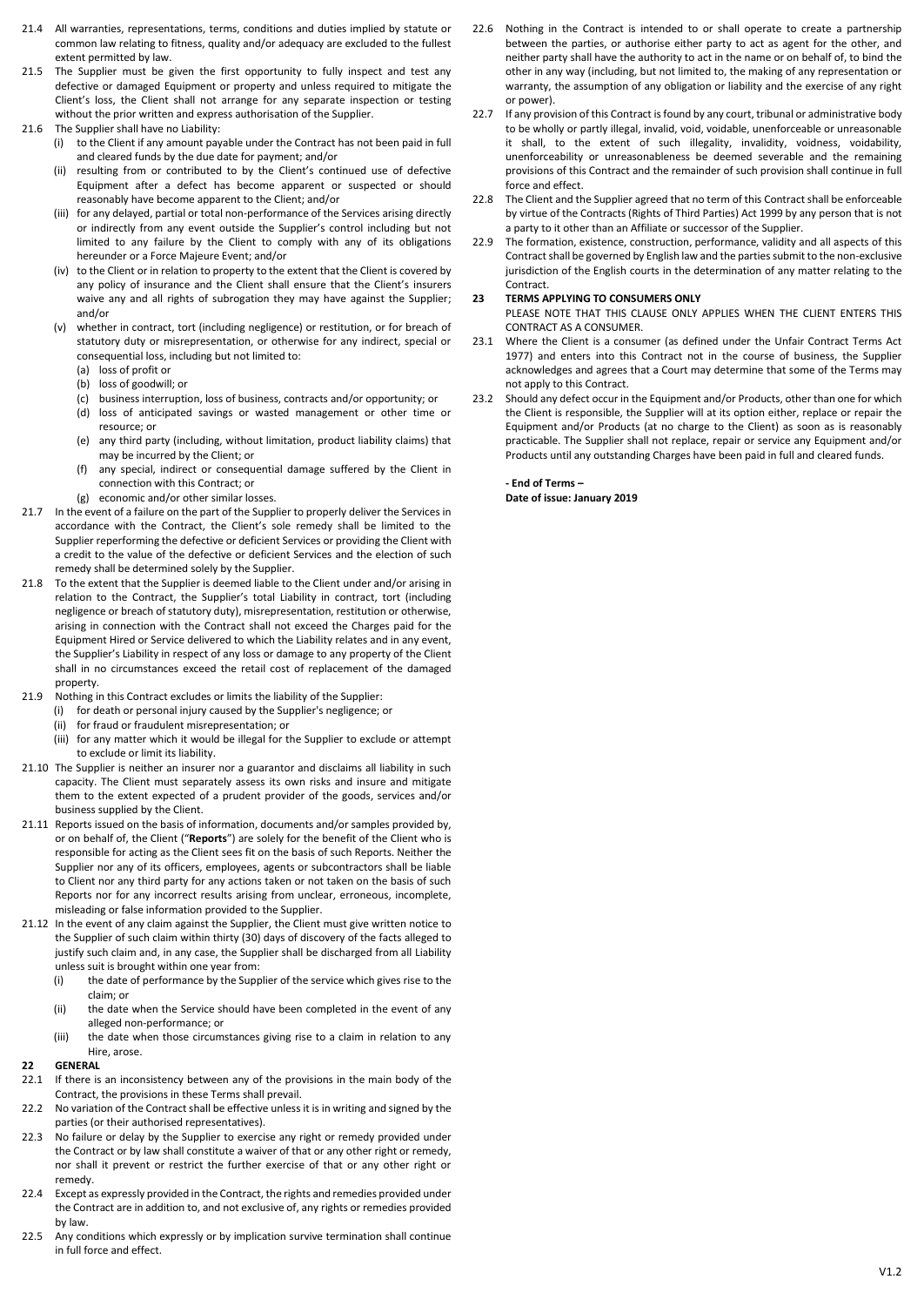21.4 All warranties, representations, terms, conditions and duties implied by statute or common law relating to fitness, quality and/or adequacy are excluded to the fullest extent permitted by law.

21.5 The Supplier must be given the first opportunity to fully inspect and test any defective or damaged Equipment or property and unless required to mitigate the Client's loss, the Client shall not arrange for any separate inspection or testing without the prior written and express authorisation of the Supplier.

21.6 The Supplier shall have no Liability:

(i) to the Client if any amount payable under the Contract has not been paid in full and cleared funds by the due date for payment; and/or

(ii) resulting from or contributed to by the Client's continued use of defective Equipment after a defect has become apparent or suspected or should reasonably have become apparent to the Client; and/or

(iii) for any delayed, partial or total non-performance of the Services arising directly or indirectly from any event outside the Supplier's control including but not limited to any failure by the Client to comply with any of its obligations hereunder or a Force Majeure Event; and/or

(iv) to the Client or in relation to property to the extent that the Client is covered by any policy of insurance and the Client shall ensure that the Client's insurers waive any and all rights of subrogation they may have against the Supplier; and/or

(v) whether in contract, tort (including negligence) or restitution, or for breach of statutory duty or misrepresentation, or otherwise for any indirect, special or consequential loss, including but not limited to:

(a) loss of profit or

(b) loss of goodwill; or

(c) business interruption, loss of business, contracts and/or opportunity; or

(d) loss of anticipated savings or wasted management or other time or resource; or

(e) any third party (including, without limitation, product liability claims) that may be incurred by the Client; or

(f) any special, indirect or consequential damage suffered by the Client in connection with this Contract; or

(g) economic and/or other similar losses.

21.7 In the event of a failure on the part of the Supplier to properly deliver the Services in accordance with the Contract, the Client's sole remedy shall be limited to the Supplier reperforming the defective or deficient Services or providing the Client with a credit to the value of the defective or deficient Services and the election of such remedy shall be determined solely by the Supplier.

21.8 To the extent that the Supplier is deemed liable to the Client under and/or arising in relation to the Contract, the Supplier's total Liability in contract, tort (including negligence or breach of statutory duty), misrepresentation, restitution or otherwise, arising in connection with the Contract shall not exceed the Charges paid for the Equipment Hired or Service delivered to which the Liability relates and in any event, the Supplier's Liability in respect of any loss or damage to any property of the Client shall in no circumstances exceed the retail cost of replacement of the damaged property.

21.9 Nothing in this Contract excludes or limits the liability of the Supplier:

(i) for death or personal injury caused by the Supplier's negligence; or

(ii) for fraud or fraudulent misrepresentation; or

(iii) for any matter which it would be illegal for the Supplier to exclude or attempt to exclude or limit its liability.

21.10 The Supplier is neither an insurer nor a guarantor and disclaims all liability in such capacity. The Client must separately assess its own risks and insure and mitigate them to the extent expected of a prudent provider of the goods, services and/or business supplied by the Client.

21.11 Reports issued on the basis of information, documents and/or samples provided by, or on behalf of, the Client ("**Reports**") are solely for the benefit of the Client who is responsible for acting as the Client sees fit on the basis of such Reports. Neither the Supplier nor any of its officers, employees, agents or subcontractors shall be liable to Client nor any third party for any actions taken or not taken on the basis of such Reports nor for any incorrect results arising from unclear, erroneous, incomplete, misleading or false information provided to the Supplier.

21.12 In the event of any claim against the Supplier, the Client must give written notice to the Supplier of such claim within thirty (30) days of discovery of the facts alleged to justify such claim and, in any case, the Supplier shall be discharged from all Liability unless suit is brought within one year from:

(i) the date of performance by the Supplier of the service which gives rise to the claim; or

(ii) the date when the Service should have been completed in the event of any alleged non-performance; or

(iii) the date when those circumstances giving rise to a claim in relation to any Hire, arose.

## 22 GENERAL

22.1 If there is an inconsistency between any of the provisions in the main body of the Contract, the provisions in these Terms shall prevail.

22.2 No variation of the Contract shall be effective unless it is in writing and signed by the parties (or their authorised representatives).

22.3 No failure or delay by the Supplier to exercise any right or remedy provided under the Contract or by law shall constitute a waiver of that or any other right or remedy, nor shall it prevent or restrict the further exercise of that or any other right or remedy.

22.4 Except as expressly provided in the Contract, the rights and remedies provided under the Contract are in addition to, and not exclusive of, any rights or remedies provided by law.

22.5 Any conditions which expressly or by implication survive termination shall continue in full force and effect.

22.6 Nothing in the Contract is intended to or shall operate to create a partnership between the parties, or authorise either party to act as agent for the other, and neither party shall have the authority to act in the name or on behalf of, to bind the other in any way (including, but not limited to, the making of any representation or warranty, the assumption of any obligation or liability and the exercise of any right or power).

22.7 If any provision of this Contract is found by any court, tribunal or administrative body to be wholly or partly illegal, invalid, void, voidable, unenforceable or unreasonable it shall, to the extent of such illegality, invalidity, voidness, voidability, unenforceability or unreasonableness be deemed severable and the remaining provisions of this Contract and the remainder of such provision shall continue in full force and effect.

22.8 The Client and the Supplier agreed that no term of this Contract shall be enforceable by virtue of the Contracts (Rights of Third Parties) Act 1999 by any person that is not a party to it other than an Affiliate or successor of the Supplier.

22.9 The formation, existence, construction, performance, validity and all aspects of this Contract shall be governed by English law and the parties submit to the non-exclusive jurisdiction of the English courts in the determination of any matter relating to the Contract.

## 23 TERMS APPLYING TO CONSUMERS ONLY

PLEASE NOTE THAT THIS CLAUSE ONLY APPLIES WHEN THE CLIENT ENTERS THIS CONTRACT AS A CONSUMER.

23.1 Where the Client is a consumer (as defined under the Unfair Contract Terms Act 1977) and enters into this Contract not in the course of business, the Supplier acknowledges and agrees that a Court may determine that some of the Terms may not apply to this Contract.

23.2 Should any defect occur in the Equipment and/or Products, other than one for which the Client is responsible, the Supplier will at its option either, replace or repair the Equipment and/or Products (at no charge to the Client) as soon as is reasonably practicable. The Supplier shall not replace, repair or service any Equipment and/or Products until any outstanding Charges have been paid in full and cleared funds.

**- End of Terms –**

**Date of issue: January 2019**

V1.2